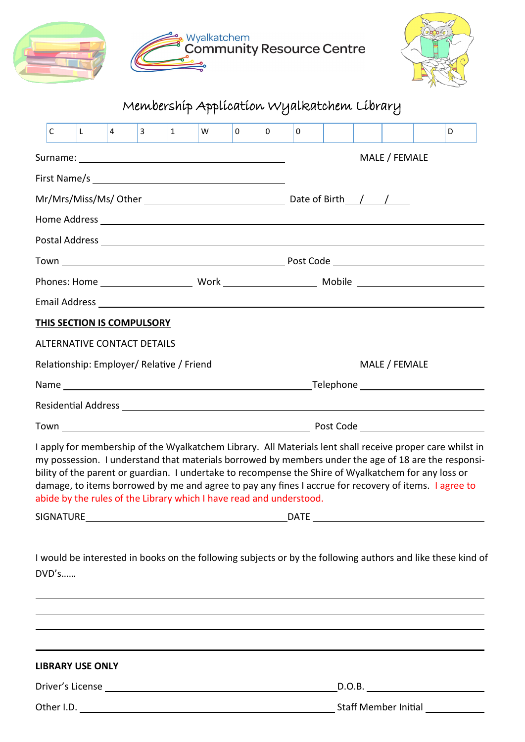Wyalkatchem Community Resource Centre

# Membership Application Wyalkatchem Library

| C | L | 4 | 3 | 1 | W | 0 | 0 | 0 | | | | | D |
|---|---|---|---|---|---|---|---|---|---|---|---|---|---|

Surname: ______________________________ MALE / FEMALE

First Name/s ______________________________

Mr/Mrs/Miss/Ms/ Other ______________________ Date of Birth___/___/___

Home Address ______________________________

Postal Address ______________________________

Town ______________________ Post Code ______________

Phones: Home ____________ Work ____________ Mobile ____________

Email Address ______________________________

**THIS SECTION IS COMPULSORY**

ALTERNATIVE CONTACT DETAILS

Relationship: Employer/ Relative / Friend MALE / FEMALE

Name ______________________ Telephone ______________

Residential Address ______________________________

Town ______________________ Post Code ______________

I apply for membership of the Wyalkatchem Library. All Materials lent shall receive proper care whilst in my possession. I understand that materials borrowed by members under the age of 18 are the responsibility of the parent or guardian. I undertake to recompense the Shire of Wyalkatchem for any loss or damage, to items borrowed by me and agree to pay any fines I accrue for recovery of items. I agree to abide by the rules of the Library which I have read and understood.

SIGNATURE______________________ DATE ______________

I would be interested in books on the following subjects or by the following authors and like these kind of DVD's……

______________________________

______________________________

______________________________

**LIBRARY USE ONLY**

Driver's License ______________________ D.O.B. ______________

Other I.D. ______________________ Staff Member Initial ________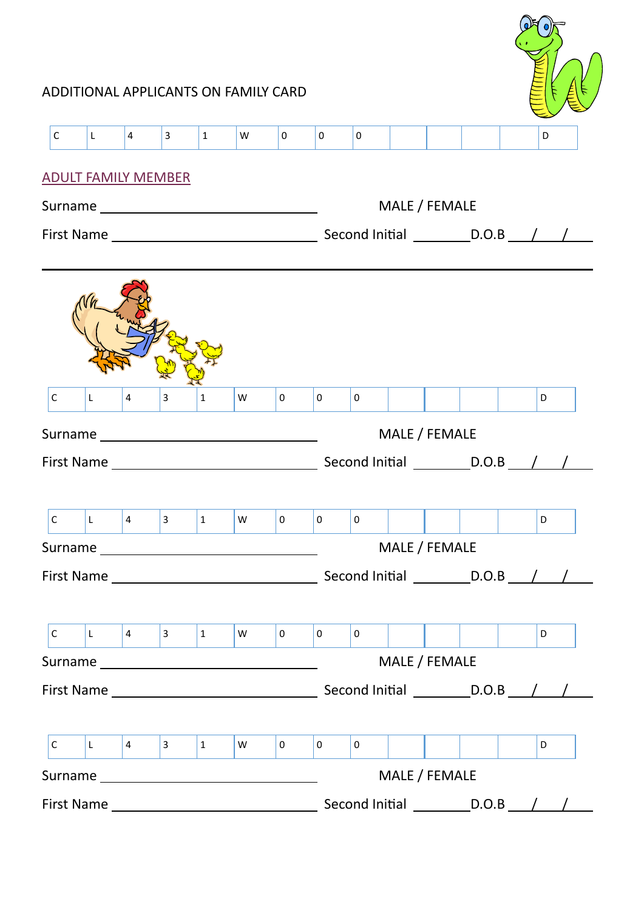ADDITIONAL APPLICANTS ON FAMILY CARD

| | | | | | | | | | | | | | |
|---|---|---|---|---|---|---|---|---|---|---|---|---|---|
| C | L | 4 | 3 | 1 | W | 0 | 0 | 0 | | | | | D |

ADULT FAMILY MEMBER

Surname ______________________________ MALE / FEMALE

First Name ______________________________ Second Initial ________ D.O.B ___/___/____

---

| | | | | | | | | | | | | | |
|---|---|---|---|---|---|---|---|---|---|---|---|---|---|
| C | L | 4 | 3 | 1 | W | 0 | 0 | 0 | | | | | D |

Surname ______________________________ MALE / FEMALE

First Name ______________________________ Second Initial ________ D.O.B ___/___/____

| | | | | | | | | | | | | | |
|---|---|---|---|---|---|---|---|---|---|---|---|---|---|
| C | L | 4 | 3 | 1 | W | 0 | 0 | 0 | | | | | D |

Surname ______________________________ MALE / FEMALE

First Name ______________________________ Second Initial ________ D.O.B ___/___/____

| | | | | | | | | | | | | | |
|---|---|---|---|---|---|---|---|---|---|---|---|---|---|
| C | L | 4 | 3 | 1 | W | 0 | 0 | 0 | | | | | D |

Surname ______________________________ MALE / FEMALE

First Name ______________________________ Second Initial ________ D.O.B ___/___/____

| | | | | | | | | | | | | | |
|---|---|---|---|---|---|---|---|---|---|---|---|---|---|
| C | L | 4 | 3 | 1 | W | 0 | 0 | 0 | | | | | D |

Surname ______________________________ MALE / FEMALE

First Name ______________________________ Second Initial ________ D.O.B ___/___/____